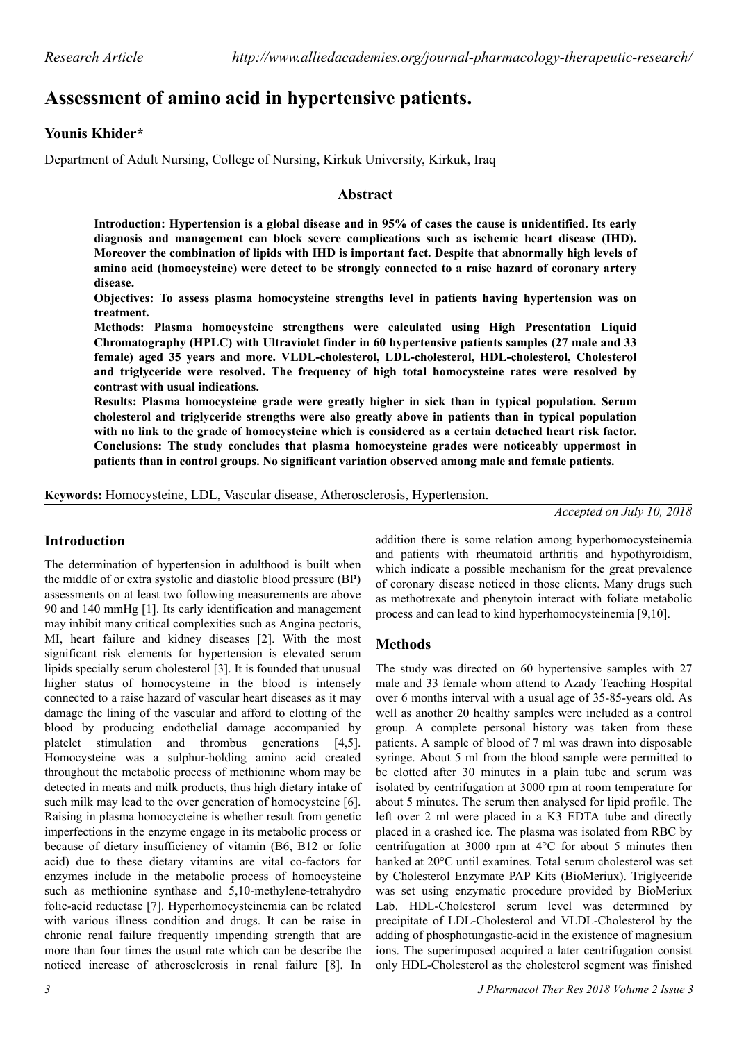# Assessment of amino acid in hypertensive patients.

**Younis Khider***

Department of Adult Nursing, College of Nursing, Kirkuk University, Kirkuk, Iraq

## Abstract

**Introduction: Hypertension is a global disease and in 95% of cases the cause is unidentified. Its early diagnosis and management can block severe complications such as ischemic heart disease (IHD). Moreover the combination of lipids with IHD is important fact. Despite that abnormally high levels of amino acid (homocysteine) were detect to be strongly connected to a raise hazard of coronary artery disease.**

**Objectives: To assess plasma homocysteine strengths level in patients having hypertension was on treatment.**

**Methods: Plasma homocysteine strengthens were calculated using High Presentation Liquid Chromatography (HPLC) with Ultraviolet finder in 60 hypertensive patients samples (27 male and 33 female) aged 35 years and more. VLDL-cholesterol, LDL-cholesterol, HDL-cholesterol, Cholesterol and triglyceride were resolved. The frequency of high total homocysteine rates were resolved by contrast with usual indications.**

**Results: Plasma homocysteine grade were greatly higher in sick than in typical population. Serum cholesterol and triglyceride strengths were also greatly above in patients than in typical population with no link to the grade of homocysteine which is considered as a certain detached heart risk factor.**

**Conclusions: The study concludes that plasma homocysteine grades were noticeably uppermost in patients than in control groups. No significant variation observed among male and female patients.**

**Keywords:** Homocysteine, LDL, Vascular disease, Atherosclerosis, Hypertension.

*Accepted on July 10, 2018*

## Introduction

The determination of hypertension in adulthood is built when the middle of or extra systolic and diastolic blood pressure (BP) assessments on at least two following measurements are above 90 and 140 mmHg [1]. Its early identification and management may inhibit many critical complexities such as Angina pectoris, MI, heart failure and kidney diseases [2]. With the most significant risk elements for hypertension is elevated serum lipids specially serum cholesterol [3]. It is founded that unusual higher status of homocysteine in the blood is intensely connected to a raise hazard of vascular heart diseases as it may damage the lining of the vascular and afford to clotting of the blood by producing endothelial damage accompanied by platelet stimulation and thrombus generations [4,5]. Homocysteine was a sulphur-holding amino acid created throughout the metabolic process of methionine whom may be detected in meats and milk products, thus high dietary intake of such milk may lead to the over generation of homocysteine [6]. Raising in plasma homocyceine is whether result from genetic imperfections in the enzyme engage in its metabolic process or because of dietary insufficiency of vitamin (B6, B12 or folic acid) due to these dietary vitamins are vital co-factors for enzymes include in the metabolic process of homocysteine such as methionine synthase and 5,10-methylene-tetrahydro folic-acid reductase [7]. Hyperhomocysteinemia can be related with various illness condition and drugs. It can be raise in chronic renal failure frequently impending strength that are more than four times the usual rate which can be describe the noticed increase of atherosclerosis in renal failure [8]. In addition there is some relation among hyperhomocysteinemia and patients with rheumatoid arthritis and hypothyroidism, which indicate a possible mechanism for the great prevalence of coronary disease noticed in those clients. Many drugs such as methotrexate and phenytoin interact with foliate metabolic process and can lead to kind hyperhomocysteinemia [9,10].

## Methods

The study was directed on 60 hypertensive samples with 27 male and 33 female whom attend to Azady Teaching Hospital over 6 months interval with a usual age of 35-85-years old. As well as another 20 healthy samples were included as a control group. A complete personal history was taken from these patients. A sample of blood of 7 ml was drawn into disposable syringe. About 5 ml from the blood sample were permitted to be clotted after 30 minutes in a plain tube and serum was isolated by centrifugation at 3000 rpm at room temperature for about 5 minutes. The serum then analysed for lipid profile. The left over 2 ml were placed in a K3 EDTA tube and directly placed in a crashed ice. The plasma was isolated from RBC by centrifugation at 3000 rpm at 4°C for about 5 minutes then banked at 20°C until examines. Total serum cholesterol was set by Cholesterol Enzymate PAP Kits (BioMeriux). Triglyceride was set using enzymatic procedure provided by BioMeriux Lab. HDL-Cholesterol serum level was determined by precipitate of LDL-Cholesterol and VLDL-Cholesterol by the adding of phosphotungastic-acid in the existence of magnesium ions. The superimposed acquired a later centrifugation consist only HDL-Cholesterol as the cholesterol segment was finished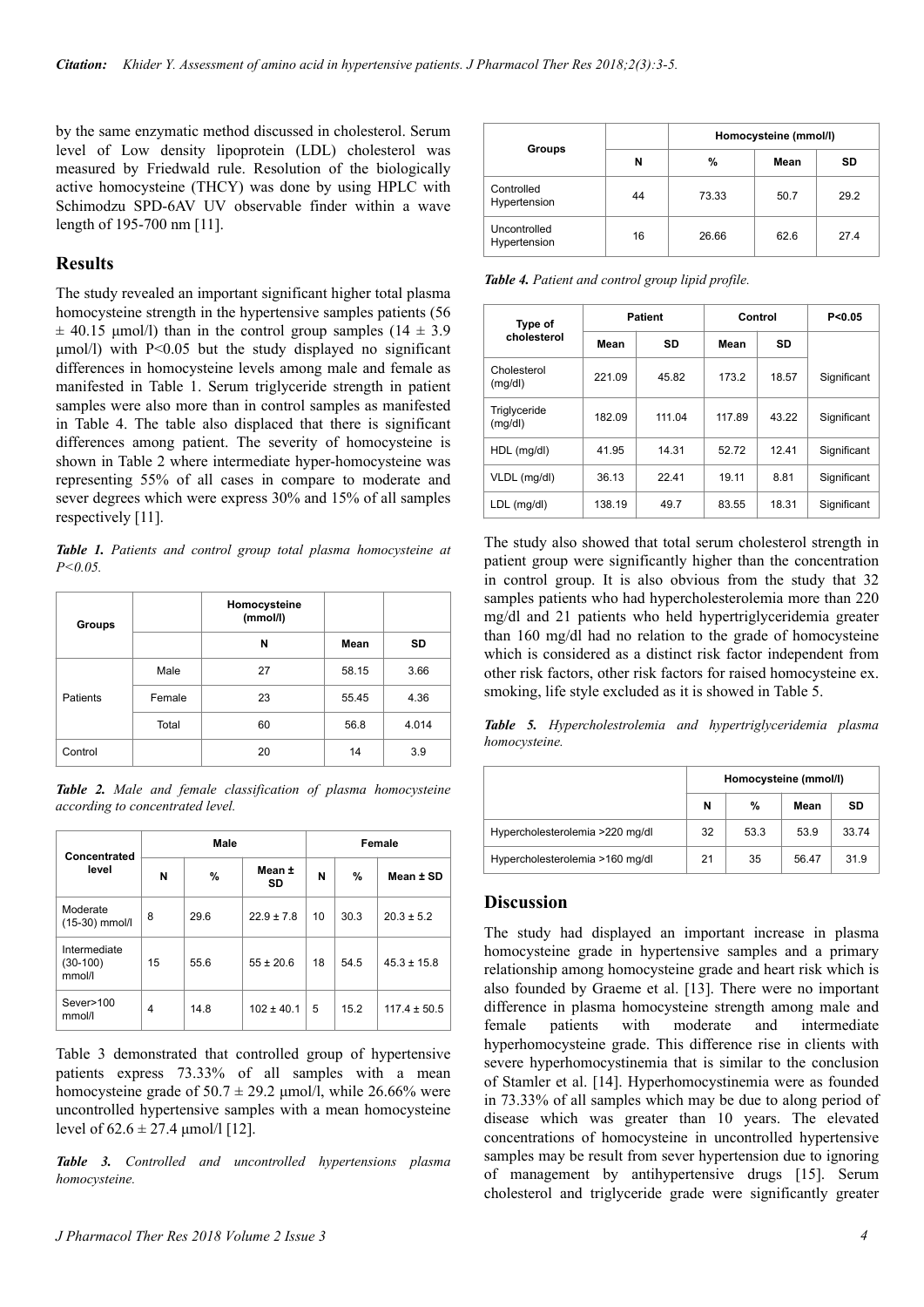by the same enzymatic method discussed in cholesterol. Serum level of Low density lipoprotein (LDL) cholesterol was measured by Friedwald rule. Resolution of the biologically active homocysteine (THCY) was done by using HPLC with Schimodzu SPD-6AV UV observable finder within a wave length of 195-700 nm [11].

## Results

The study revealed an important significant higher total plasma homocysteine strength in the hypertensive samples patients (56 ± 40.15 µmol/l) than in the control group samples (14 ± 3.9 µmol/l) with $P<0.05$ but the study displayed no significant differences in homocysteine levels among male and female as manifested in Table 1. Serum triglyceride strength in patient samples were also more than in control samples as manifested in Table 4. The table also displaced that there is significant differences among patient. The severity of homocysteine is shown in Table 2 where intermediate hyper-homocysteine was representing 55% of all cases in compare to moderate and sever degrees which were express 30% and 15% of all samples respectively [11].

***Table 1.*** *Patients and control group total plasma homocysteine at P<0.05.*

| Groups | | Homocysteine (mmol/l) | | |
|---|---|---|---|---|
| | | N | Mean | SD |
| Patients | Male | 27 | 58.15 | 3.66 |
| | Female | 23 | 55.45 | 4.36 |
| | Total | 60 | 56.8 | 4.014 |
| Control | | 20 | 14 | 3.9 |

***Table 2.*** *Male and female classification of plasma homocysteine according to concentrated level.*

| Concentrated level | Male | | | Female | | |
|---|---|---|---|---|---|---|
| | N | % | Mean ± SD | N | % | Mean ± SD |
| Moderate (15-30) mmol/l | 8 | 29.6 | 22.9 ± 7.8 | 10 | 30.3 | 20.3 ± 5.2 |
| Intermediate (30-100) mmol/l | 15 | 55.6 | 55 ± 20.6 | 18 | 54.5 | 45.3 ± 15.8 |
| Sever>100 mmol/l | 4 | 14.8 | 102 ± 40.1 | 5 | 15.2 | 117.4 ± 50.5 |

Table 3 demonstrated that controlled group of hypertensive patients express 73.33% of all samples with a mean homocysteine grade of 50.7 ± 29.2 µmol/l, while 26.66% were uncontrolled hypertensive samples with a mean homocysteine level of 62.6 ± 27.4 µmol/l [12].

***Table 3.*** *Controlled and uncontrolled hypertensions plasma homocysteine.*

| Groups | Homocysteine (mmol/l) | | | |
|---|---|---|---|---|
| | N | % | Mean | SD |
| Controlled Hypertension | 44 | 73.33 | 50.7 | 29.2 |
| Uncontrolled Hypertension | 16 | 26.66 | 62.6 | 27.4 |

***Table 4.*** *Patient and control group lipid profile.*

| Type of cholesterol | Patient | | Control | | P<0.05 |
|---|---|---|---|---|---|
| | Mean | SD | Mean | SD | |
| Cholesterol (mg/dl) | 221.09 | 45.82 | 173.2 | 18.57 | Significant |
| Triglyceride (mg/dl) | 182.09 | 111.04 | 117.89 | 43.22 | Significant |
| HDL (mg/dl) | 41.95 | 14.31 | 52.72 | 12.41 | Significant |
| VLDL (mg/dl) | 36.13 | 22.41 | 19.11 | 8.81 | Significant |
| LDL (mg/dl) | 138.19 | 49.7 | 83.55 | 18.31 | Significant |

The study also showed that total serum cholesterol strength in patient group were significantly higher than the concentration in control group. It is also obvious from the study that 32 samples patients who had hypercholesterolemia more than 220 mg/dl and 21 patients who held hypertriglyceridemia greater than 160 mg/dl had no relation to the grade of homocysteine which is considered as a distinct risk factor independent from other risk factors, other risk factors for raised homocysteine ex. smoking, life style excluded as it is showed in Table 5.

***Table 5.*** *Hypercholestrolemia and hypertriglyceridemia plasma homocysteine.*

| | Homocysteine (mmol/l) | | | |
|---|---|---|---|---|
| | N | % | Mean | SD |
| Hypercholesterolemia >220 mg/dl | 32 | 53.3 | 53.9 | 33.74 |
| Hypercholesterolemia >160 mg/dl | 21 | 35 | 56.47 | 31.9 |

## Discussion

The study had displayed an important increase in plasma homocysteine grade in hypertensive samples and a primary relationship among homocysteine grade and heart risk which is also founded by Graeme et al. [13]. There were no important difference in plasma homocysteine strength among male and female patients with moderate and intermediate hyperhomocysteine grade. This difference rise in clients with severe hyperhomocystinemia that is similar to the conclusion of Stamler et al. [14]. Hyperhomocystinemia were as founded in 73.33% of all samples which may be due to along period of disease which was greater than 10 years. The elevated concentrations of homocysteine in uncontrolled hypertensive samples may be result from sever hypertension due to ignoring of management by antihypertensive drugs [15]. Serum cholesterol and triglyceride grade were significantly greater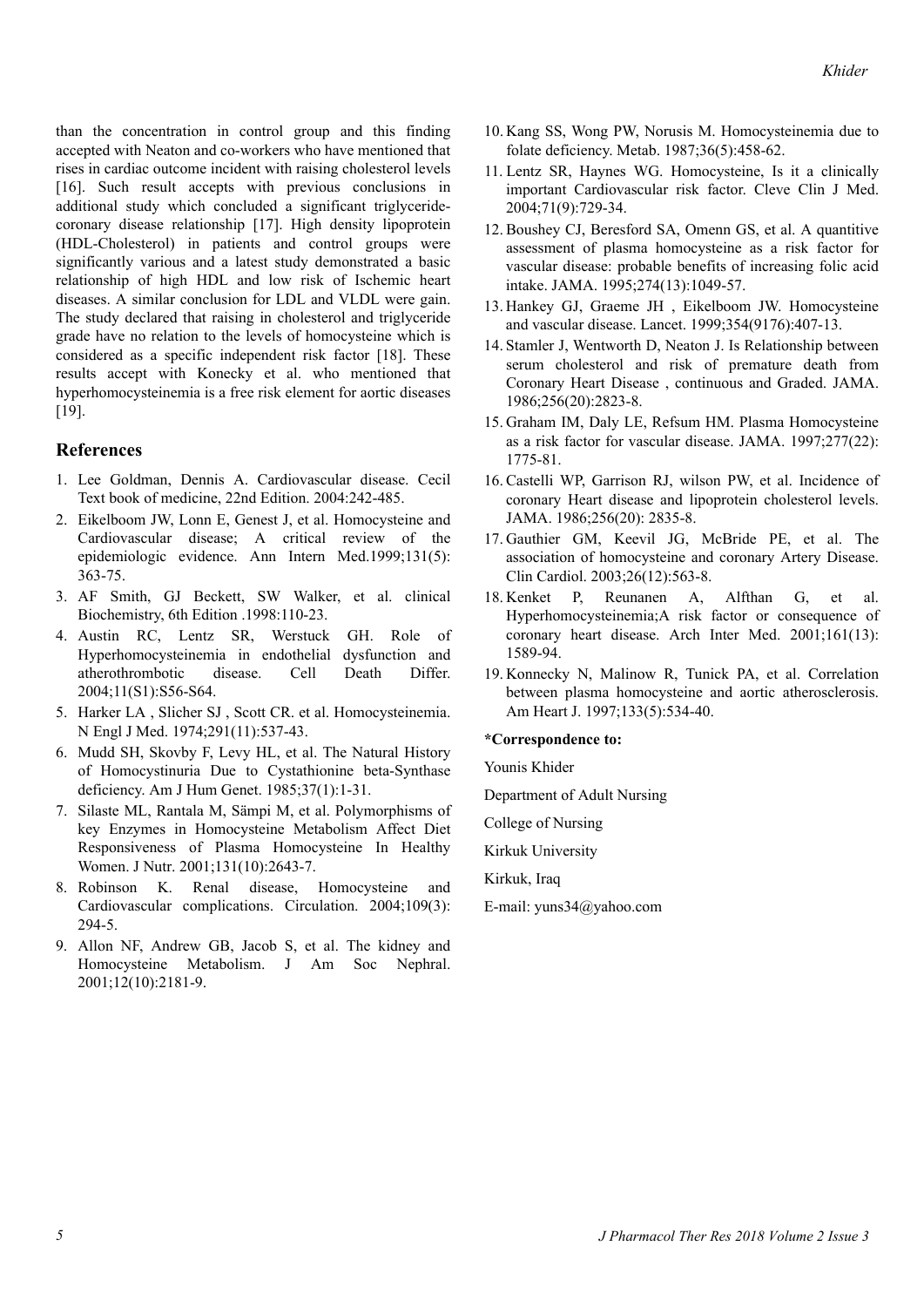than the concentration in control group and this finding accepted with Neaton and co-workers who have mentioned that rises in cardiac outcome incident with raising cholesterol levels [16]. Such result accepts with previous conclusions in additional study which concluded a significant triglyceride-coronary disease relationship [17]. High density lipoprotein (HDL-Cholesterol) in patients and control groups were significantly various and a latest study demonstrated a basic relationship of high HDL and low risk of Ischemic heart diseases. A similar conclusion for LDL and VLDL were gain. The study declared that raising in cholesterol and triglyceride grade have no relation to the levels of homocysteine which is considered as a specific independent risk factor [18]. These results accept with Konecky et al. who mentioned that hyperhomocysteinemia is a free risk element for aortic diseases [19].

## References

1. Lee Goldman, Dennis A. Cardiovascular disease. Cecil Text book of medicine, 22nd Edition. 2004:242-485.
2. Eikelboom JW, Lonn E, Genest J, et al. Homocysteine and Cardiovascular disease; A critical review of the epidemiologic evidence. Ann Intern Med.1999;131(5): 363-75.
3. AF Smith, GJ Beckett, SW Walker, et al. clinical Biochemistry, 6th Edition .1998:110-23.
4. Austin RC, Lentz SR, Werstuck GH. Role of Hyperhomocysteinemia in endothelial dysfunction and atherothrombotic disease. Cell Death Differ. 2004;11(S1):S56-S64.
5. Harker LA , Slicher SJ , Scott CR. et al. Homocysteinemia. N Engl J Med. 1974;291(11):537-43.
6. Mudd SH, Skovby F, Levy HL, et al. The Natural History of Homocystinuria Due to Cystathionine beta-Synthase deficiency. Am J Hum Genet. 1985;37(1):1-31.
7. Silaste ML, Rantala M, Sämpi M, et al. Polymorphisms of key Enzymes in Homocysteine Metabolism Affect Diet Responsiveness of Plasma Homocysteine In Healthy Women. J Nutr. 2001;131(10):2643-7.
8. Robinson K. Renal disease, Homocysteine and Cardiovascular complications. Circulation. 2004;109(3): 294-5.
9. Allon NF, Andrew GB, Jacob S, et al. The kidney and Homocysteine Metabolism. J Am Soc Nephral. 2001;12(10):2181-9.
10. Kang SS, Wong PW, Norusis M. Homocysteinemia due to folate deficiency. Metab. 1987;36(5):458-62.
11. Lentz SR, Haynes WG. Homocysteine, Is it a clinically important Cardiovascular risk factor. Cleve Clin J Med. 2004;71(9):729-34.
12. Boushey CJ, Beresford SA, Omenn GS, et al. A quantitive assessment of plasma homocysteine as a risk factor for vascular disease: probable benefits of increasing folic acid intake. JAMA. 1995;274(13):1049-57.
13. Hankey GJ, Graeme JH , Eikelboom JW. Homocysteine and vascular disease. Lancet. 1999;354(9176):407-13.
14. Stamler J, Wentworth D, Neaton J. Is Relationship between serum cholesterol and risk of premature death from Coronary Heart Disease , continuous and Graded. JAMA. 1986;256(20):2823-8.
15. Graham IM, Daly LE, Refsum HM. Plasma Homocysteine as a risk factor for vascular disease. JAMA. 1997;277(22): 1775-81.
16. Castelli WP, Garrison RJ, wilson PW, et al. Incidence of coronary Heart disease and lipoprotein cholesterol levels. JAMA. 1986;256(20): 2835-8.
17. Gauthier GM, Keevil JG, McBride PE, et al. The association of homocysteine and coronary Artery Disease. Clin Cardiol. 2003;26(12):563-8.
18. Kenket P, Reunanen A, Alfthan G, et al. Hyperhomocysteinemia;A risk factor or consequence of coronary heart disease. Arch Inter Med. 2001;161(13): 1589-94.
19. Konnecky N, Malinow R, Tunick PA, et al. Correlation between plasma homocysteine and aortic atherosclerosis. Am Heart J. 1997;133(5):534-40.

**\*Correspondence to:**

Younis Khider

Department of Adult Nursing

College of Nursing

Kirkuk University

Kirkuk, Iraq

E-mail: yuns34@yahoo.com